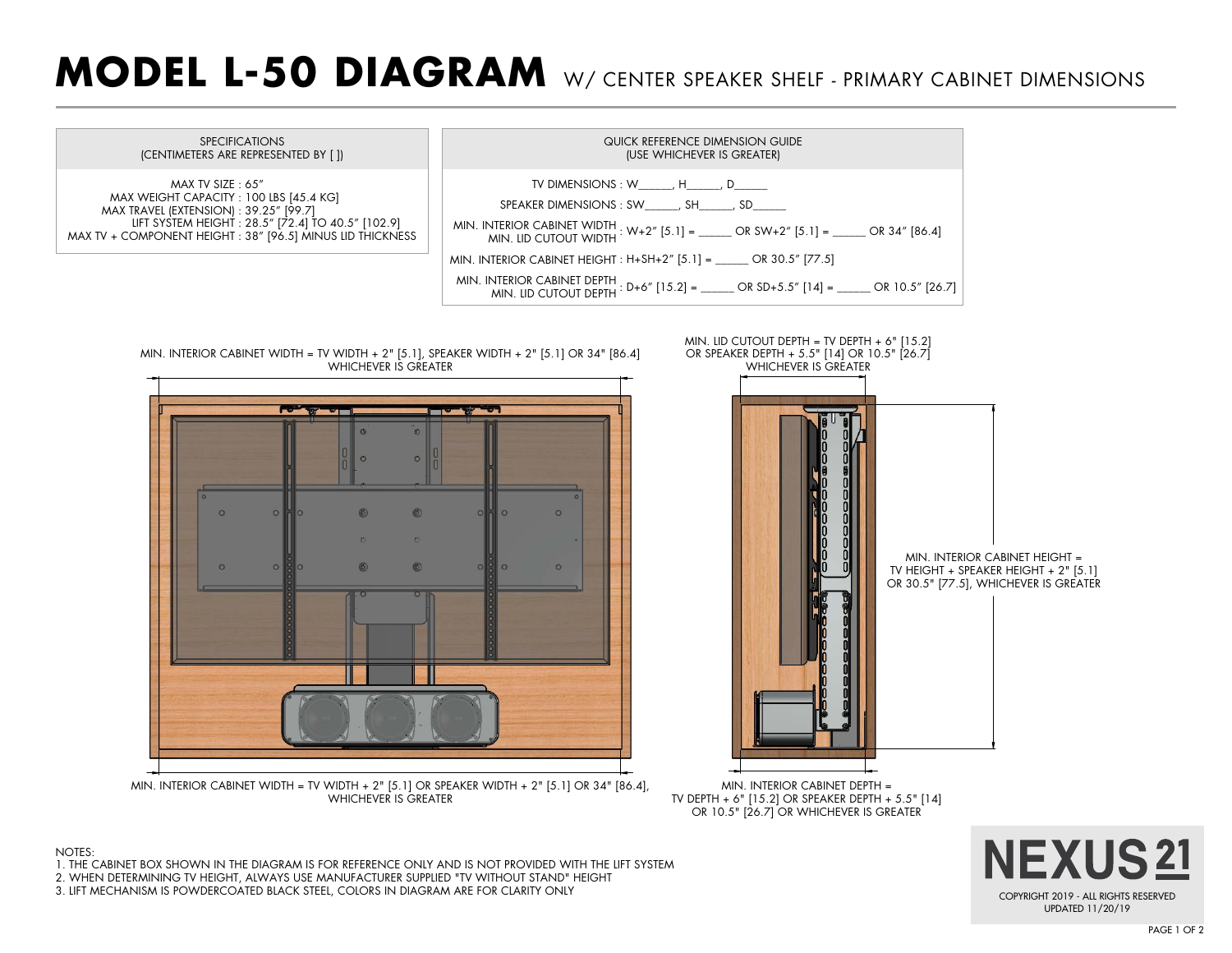# MODEL L-50 DIAGRAM W/ CENTER SPEAKER SHELF - PRIMARY CABINET DIMENSIONS

| SPECIFICATIONS (CENTIMETERS ARE REPRESENTED BY [ ]) |
|---|
| MAX TV SIZE : 65" |
| MAX WEIGHT CAPACITY : 100 LBS [45.4 KG] |
| MAX TRAVEL (EXTENSION) : 39.25" [99.7] |
| LIFT SYSTEM HEIGHT : 28.5" [72.4] TO 40.5" [102.9] |
| MAX TV + COMPONENT HEIGHT : 38" [96.5] MINUS LID THICKNESS |

| QUICK REFERENCE DIMENSION GUIDE (USE WHICHEVER IS GREATER) | |
|---|---|
| TV DIMENSIONS | W_____, H_____, D_____ |
| SPEAKER DIMENSIONS | SW_____, SH_____, SD_____ |
| MIN. INTERIOR CABINET WIDTH / MIN. LID CUTOUT WIDTH | W+2" [5.1] = _____ OR SW+2" [5.1] = _____ OR 34" [86.4] |
| MIN. INTERIOR CABINET HEIGHT | H+SH+2" [5.1] = _____ OR 30.5" [77.5] |
| MIN. INTERIOR CABINET DEPTH / MIN. LID CUTOUT DEPTH | D+6" [15.2] = _____ OR SD+5.5" [14] = _____ OR 10.5" [26.7] |

MIN. INTERIOR CABINET WIDTH = TV WIDTH + 2" [5.1], SPEAKER WIDTH + 2" [5.1] OR 34" [86.4] WHICHEVER IS GREATER

MIN. LID CUTOUT DEPTH = TV DEPTH + 6" [15.2] OR SPEAKER DEPTH + 5.5" [14] OR 10.5" [26.7] WHICHEVER IS GREATER

MIN. INTERIOR CABINET HEIGHT = TV HEIGHT + SPEAKER HEIGHT + 2" [5.1] OR 30.5" [77.5], WHICHEVER IS GREATER

MIN. INTERIOR CABINET WIDTH = TV WIDTH + 2" [5.1] OR SPEAKER WIDTH + 2" [5.1] OR 34" [86.4], WHICHEVER IS GREATER

MIN. INTERIOR CABINET DEPTH = TV DEPTH + 6" [15.2] OR SPEAKER DEPTH + 5.5" [14] OR 10.5" [26.7] OR WHICHEVER IS GREATER

NOTES:

1. THE CABINET BOX SHOWN IN THE DIAGRAM IS FOR REFERENCE ONLY AND IS NOT PROVIDED WITH THE LIFT SYSTEM
2. WHEN DETERMINING TV HEIGHT, ALWAYS USE MANUFACTURER SUPPLIED "TV WITHOUT STAND" HEIGHT
3. LIFT MECHANISM IS POWDERCOATED BLACK STEEL, COLORS IN DIAGRAM ARE FOR CLARITY ONLY

NEXUS 21

COPYRIGHT 2019 - ALL RIGHTS RESERVED
UPDATED 11/20/19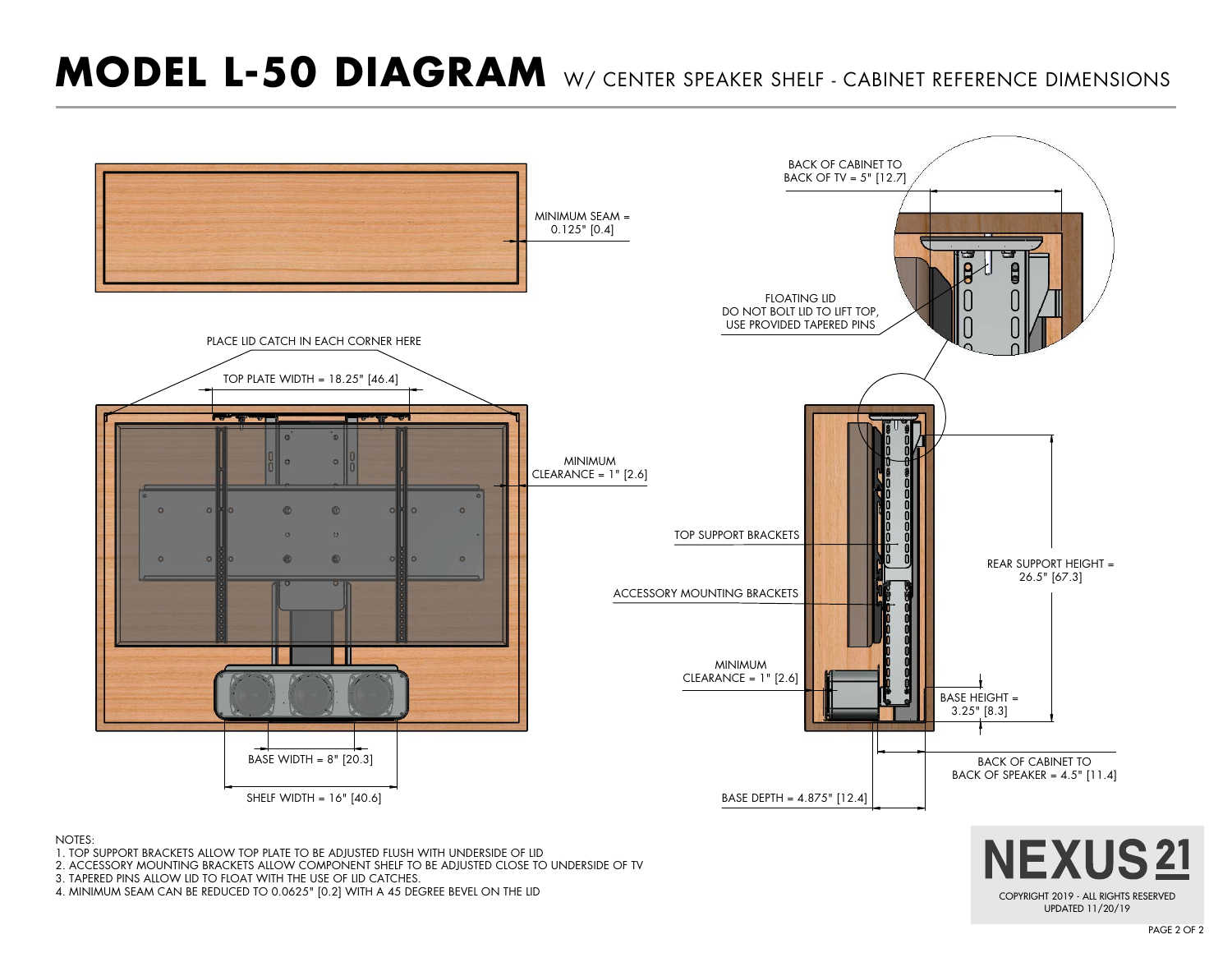# MODEL L-50 DIAGRAM W/ CENTER SPEAKER SHELF - CABINET REFERENCE DIMENSIONS

MINIMUM SEAM = 0.125" [0.4]

PLACE LID CATCH IN EACH CORNER HERE

TOP PLATE WIDTH = 18.25" [46.4]

MINIMUM CLEARANCE = 1" [2.6]

BASE WIDTH = 8" [20.3]

SHELF WIDTH = 16" [40.6]

BACK OF CABINET TO BACK OF TV = 5" [12.7]

FLOATING LID
DO NOT BOLT LID TO LIFT TOP,
USE PROVIDED TAPERED PINS

TOP SUPPORT BRACKETS

ACCESSORY MOUNTING BRACKETS

REAR SUPPORT HEIGHT = 26.5" [67.3]

MINIMUM CLEARANCE = 1" [2.6]

BASE HEIGHT = 3.25" [8.3]

BACK OF CABINET TO BACK OF SPEAKER = 4.5" [11.4]

BASE DEPTH = 4.875" [12.4]

NOTES:

1. TOP SUPPORT BRACKETS ALLOW TOP PLATE TO BE ADJUSTED FLUSH WITH UNDERSIDE OF LID
2. ACCESSORY MOUNTING BRACKETS ALLOW COMPONENT SHELF TO BE ADJUSTED CLOSE TO UNDERSIDE OF TV
3. TAPERED PINS ALLOW LID TO FLOAT WITH THE USE OF LID CATCHES.
4. MINIMUM SEAM CAN BE REDUCED TO 0.0625" [0.2] WITH A 45 DEGREE BEVEL ON THE LID

NEXUS 21
COPYRIGHT 2019 - ALL RIGHTS RESERVED
UPDATED 11/20/19